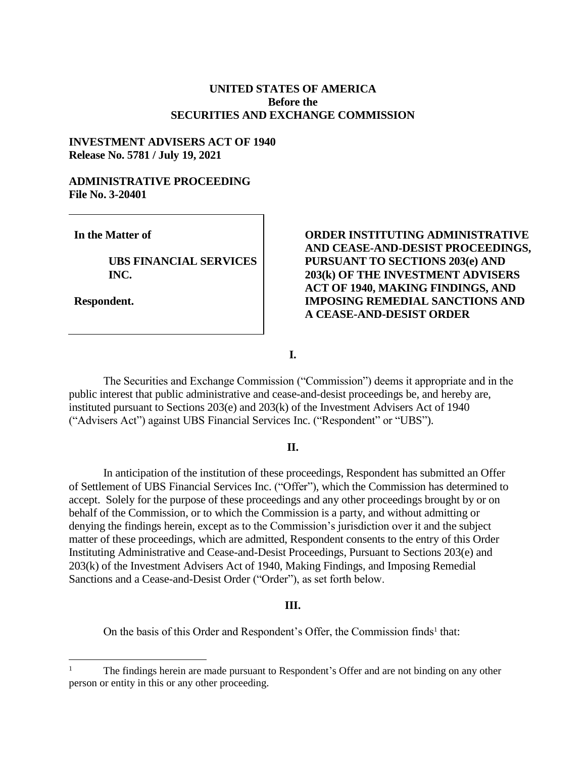**UNITED STATES OF AMERICA**
**Before the**
**SECURITIES AND EXCHANGE COMMISSION**

**INVESTMENT ADVISERS ACT OF 1940**
**Release No. 5781 / July 19, 2021**

**ADMINISTRATIVE PROCEEDING**
**File No. 3-20401**

| | |
|---|---|
| **In the Matter of**<br><br>**UBS FINANCIAL SERVICES INC.**<br><br>**Respondent.** | **ORDER INSTITUTING ADMINISTRATIVE AND CEASE-AND-DESIST PROCEEDINGS, PURSUANT TO SECTIONS 203(e) AND 203(k) OF THE INVESTMENT ADVISERS ACT OF 1940, MAKING FINDINGS, AND IMPOSING REMEDIAL SANCTIONS AND A CEASE-AND-DESIST ORDER** |

**I.**

The Securities and Exchange Commission ("Commission") deems it appropriate and in the public interest that public administrative and cease-and-desist proceedings be, and hereby are, instituted pursuant to Sections 203(e) and 203(k) of the Investment Advisers Act of 1940 ("Advisers Act") against UBS Financial Services Inc. ("Respondent" or "UBS").

**II.**

In anticipation of the institution of these proceedings, Respondent has submitted an Offer of Settlement of UBS Financial Services Inc. ("Offer"), which the Commission has determined to accept. Solely for the purpose of these proceedings and any other proceedings brought by or on behalf of the Commission, or to which the Commission is a party, and without admitting or denying the findings herein, except as to the Commission's jurisdiction over it and the subject matter of these proceedings, which are admitted, Respondent consents to the entry of this Order Instituting Administrative and Cease-and-Desist Proceedings, Pursuant to Sections 203(e) and 203(k) of the Investment Advisers Act of 1940, Making Findings, and Imposing Remedial Sanctions and a Cease-and-Desist Order ("Order"), as set forth below.

**III.**

On the basis of this Order and Respondent's Offer, the Commission finds[1] that:

---

[1] The findings herein are made pursuant to Respondent's Offer and are not binding on any other person or entity in this or any other proceeding.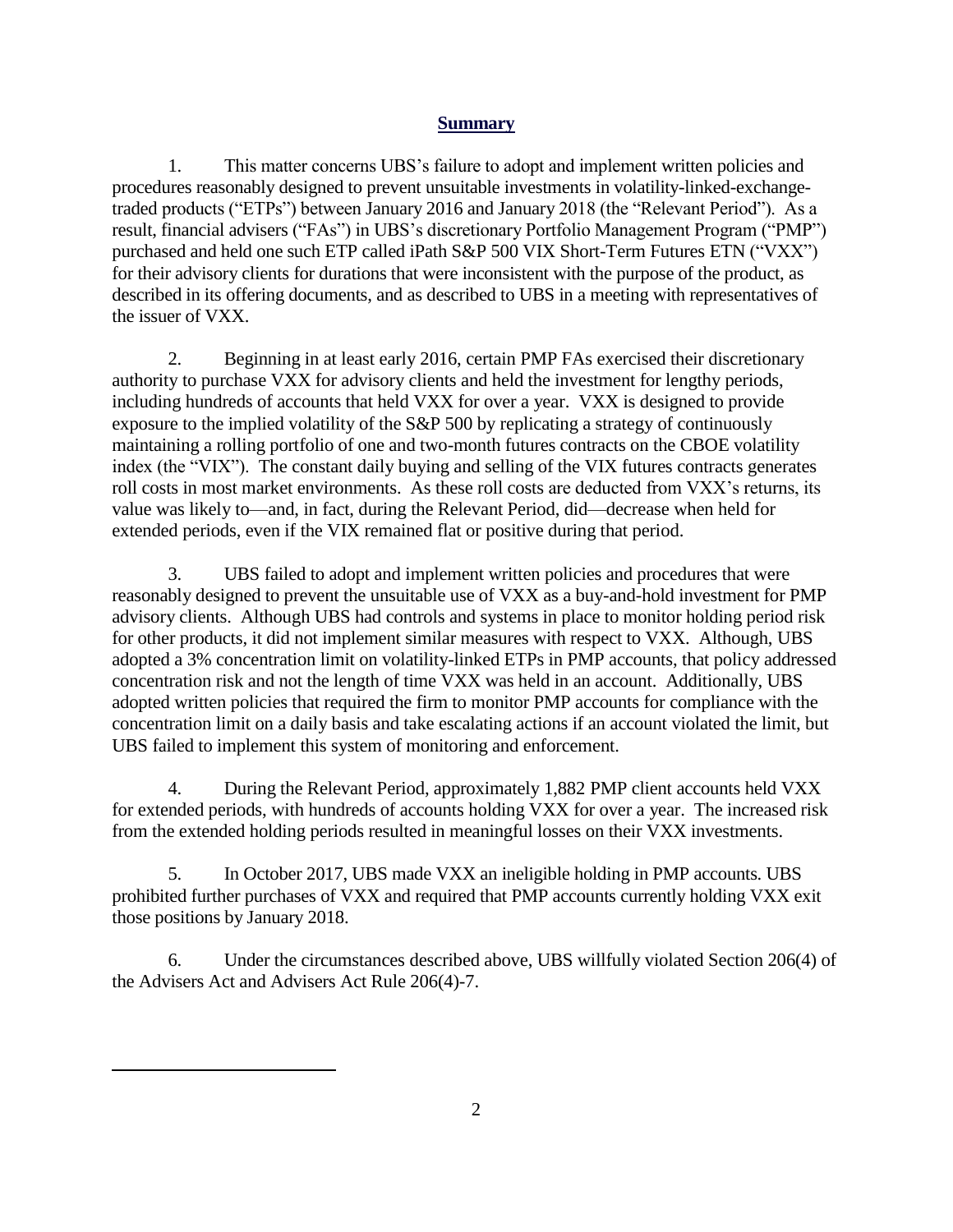## **Summary**

1. This matter concerns UBS's failure to adopt and implement written policies and procedures reasonably designed to prevent unsuitable investments in volatility-linked-exchange-traded products ("ETPs") between January 2016 and January 2018 (the "Relevant Period"). As a result, financial advisers ("FAs") in UBS's discretionary Portfolio Management Program ("PMP") purchased and held one such ETP called iPath S&P 500 VIX Short-Term Futures ETN ("VXX") for their advisory clients for durations that were inconsistent with the purpose of the product, as described in its offering documents, and as described to UBS in a meeting with representatives of the issuer of VXX.

2. Beginning in at least early 2016, certain PMP FAs exercised their discretionary authority to purchase VXX for advisory clients and held the investment for lengthy periods, including hundreds of accounts that held VXX for over a year. VXX is designed to provide exposure to the implied volatility of the S&P 500 by replicating a strategy of continuously maintaining a rolling portfolio of one and two-month futures contracts on the CBOE volatility index (the "VIX"). The constant daily buying and selling of the VIX futures contracts generates roll costs in most market environments. As these roll costs are deducted from VXX's returns, its value was likely to—and, in fact, during the Relevant Period, did—decrease when held for extended periods, even if the VIX remained flat or positive during that period.

3. UBS failed to adopt and implement written policies and procedures that were reasonably designed to prevent the unsuitable use of VXX as a buy-and-hold investment for PMP advisory clients. Although UBS had controls and systems in place to monitor holding period risk for other products, it did not implement similar measures with respect to VXX. Although, UBS adopted a 3% concentration limit on volatility-linked ETPs in PMP accounts, that policy addressed concentration risk and not the length of time VXX was held in an account. Additionally, UBS adopted written policies that required the firm to monitor PMP accounts for compliance with the concentration limit on a daily basis and take escalating actions if an account violated the limit, but UBS failed to implement this system of monitoring and enforcement.

4. During the Relevant Period, approximately 1,882 PMP client accounts held VXX for extended periods, with hundreds of accounts holding VXX for over a year. The increased risk from the extended holding periods resulted in meaningful losses on their VXX investments.

5. In October 2017, UBS made VXX an ineligible holding in PMP accounts. UBS prohibited further purchases of VXX and required that PMP accounts currently holding VXX exit those positions by January 2018.

6. Under the circumstances described above, UBS willfully violated Section 206(4) of the Advisers Act and Advisers Act Rule 206(4)-7.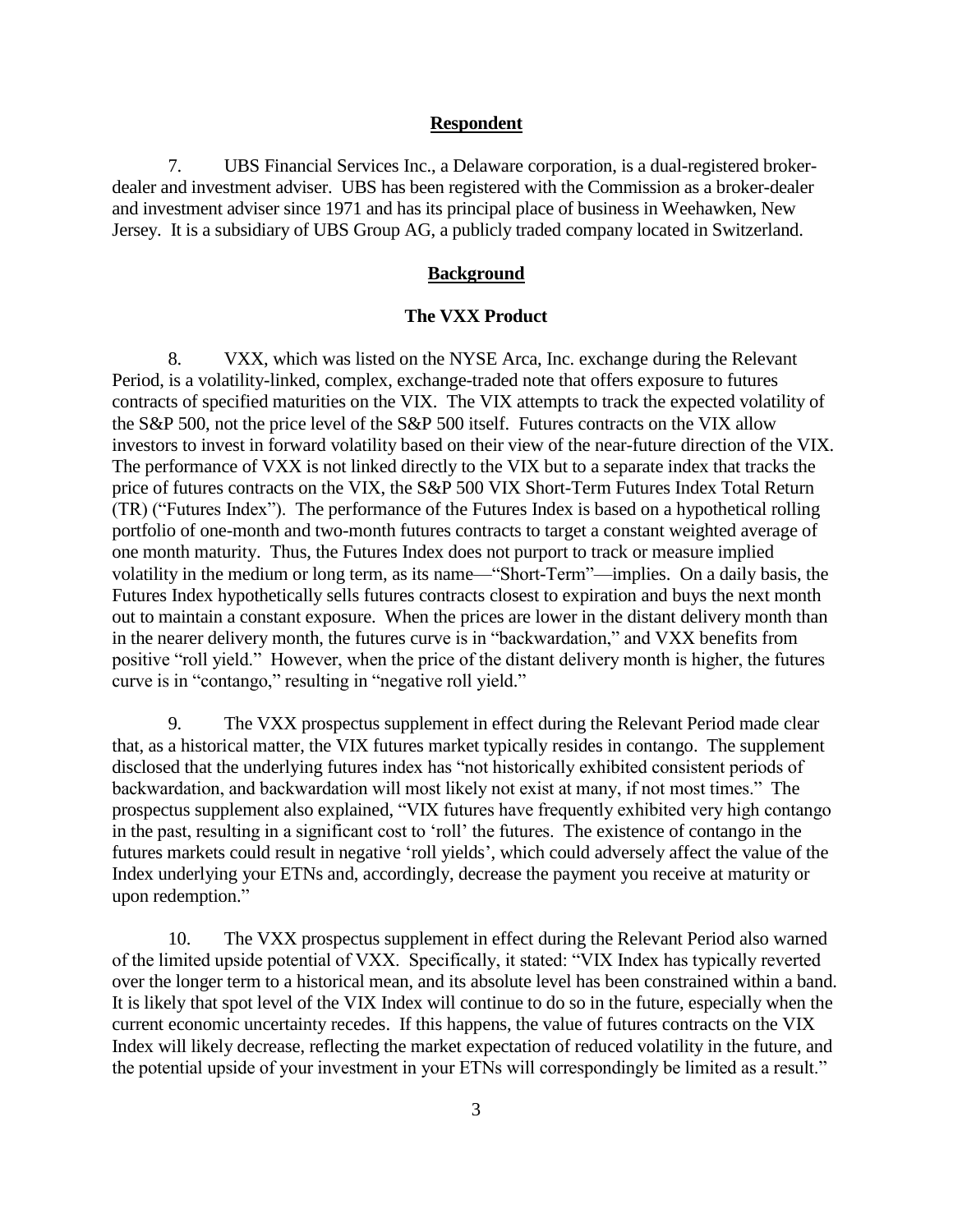## Respondent

7. UBS Financial Services Inc., a Delaware corporation, is a dual-registered broker-dealer and investment adviser. UBS has been registered with the Commission as a broker-dealer and investment adviser since 1971 and has its principal place of business in Weehawken, New Jersey. It is a subsidiary of UBS Group AG, a publicly traded company located in Switzerland.

## Background

### The VXX Product

8. VXX, which was listed on the NYSE Arca, Inc. exchange during the Relevant Period, is a volatility-linked, complex, exchange-traded note that offers exposure to futures contracts of specified maturities on the VIX. The VIX attempts to track the expected volatility of the S&P 500, not the price level of the S&P 500 itself. Futures contracts on the VIX allow investors to invest in forward volatility based on their view of the near-future direction of the VIX. The performance of VXX is not linked directly to the VIX but to a separate index that tracks the price of futures contracts on the VIX, the S&P 500 VIX Short-Term Futures Index Total Return (TR) ("Futures Index"). The performance of the Futures Index is based on a hypothetical rolling portfolio of one-month and two-month futures contracts to target a constant weighted average of one month maturity. Thus, the Futures Index does not purport to track or measure implied volatility in the medium or long term, as its name—"Short-Term"—implies. On a daily basis, the Futures Index hypothetically sells futures contracts closest to expiration and buys the next month out to maintain a constant exposure. When the prices are lower in the distant delivery month than in the nearer delivery month, the futures curve is in "backwardation," and VXX benefits from positive "roll yield." However, when the price of the distant delivery month is higher, the futures curve is in "contango," resulting in "negative roll yield."

9. The VXX prospectus supplement in effect during the Relevant Period made clear that, as a historical matter, the VIX futures market typically resides in contango. The supplement disclosed that the underlying futures index has "not historically exhibited consistent periods of backwardation, and backwardation will most likely not exist at many, if not most times." The prospectus supplement also explained, "VIX futures have frequently exhibited very high contango in the past, resulting in a significant cost to 'roll' the futures. The existence of contango in the futures markets could result in negative 'roll yields', which could adversely affect the value of the Index underlying your ETNs and, accordingly, decrease the payment you receive at maturity or upon redemption."

10. The VXX prospectus supplement in effect during the Relevant Period also warned of the limited upside potential of VXX. Specifically, it stated: "VIX Index has typically reverted over the longer term to a historical mean, and its absolute level has been constrained within a band. It is likely that spot level of the VIX Index will continue to do so in the future, especially when the current economic uncertainty recedes. If this happens, the value of futures contracts on the VIX Index will likely decrease, reflecting the market expectation of reduced volatility in the future, and the potential upside of your investment in your ETNs will correspondingly be limited as a result."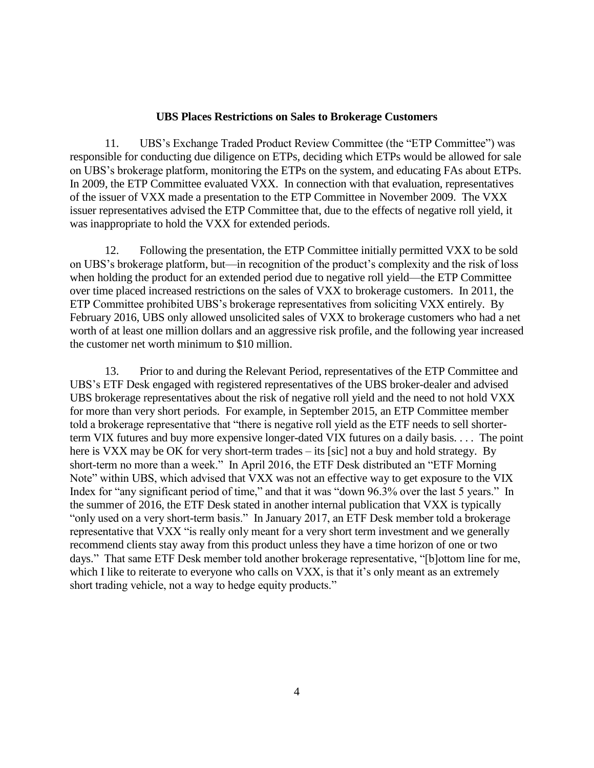**UBS Places Restrictions on Sales to Brokerage Customers**

11. UBS's Exchange Traded Product Review Committee (the "ETP Committee") was responsible for conducting due diligence on ETPs, deciding which ETPs would be allowed for sale on UBS's brokerage platform, monitoring the ETPs on the system, and educating FAs about ETPs. In 2009, the ETP Committee evaluated VXX. In connection with that evaluation, representatives of the issuer of VXX made a presentation to the ETP Committee in November 2009. The VXX issuer representatives advised the ETP Committee that, due to the effects of negative roll yield, it was inappropriate to hold the VXX for extended periods.

12. Following the presentation, the ETP Committee initially permitted VXX to be sold on UBS's brokerage platform, but—in recognition of the product's complexity and the risk of loss when holding the product for an extended period due to negative roll yield—the ETP Committee over time placed increased restrictions on the sales of VXX to brokerage customers. In 2011, the ETP Committee prohibited UBS's brokerage representatives from soliciting VXX entirely. By February 2016, UBS only allowed unsolicited sales of VXX to brokerage customers who had a net worth of at least one million dollars and an aggressive risk profile, and the following year increased the customer net worth minimum to $10 million.

13. Prior to and during the Relevant Period, representatives of the ETP Committee and UBS's ETF Desk engaged with registered representatives of the UBS broker-dealer and advised UBS brokerage representatives about the risk of negative roll yield and the need to not hold VXX for more than very short periods. For example, in September 2015, an ETP Committee member told a brokerage representative that "there is negative roll yield as the ETF needs to sell shorter-term VIX futures and buy more expensive longer-dated VIX futures on a daily basis. . . . The point here is VXX may be OK for very short-term trades – its [sic] not a buy and hold strategy. By short-term no more than a week." In April 2016, the ETF Desk distributed an "ETF Morning Note" within UBS, which advised that VXX was not an effective way to get exposure to the VIX Index for "any significant period of time," and that it was "down 96.3% over the last 5 years." In the summer of 2016, the ETF Desk stated in another internal publication that VXX is typically "only used on a very short-term basis." In January 2017, an ETF Desk member told a brokerage representative that VXX "is really only meant for a very short term investment and we generally recommend clients stay away from this product unless they have a time horizon of one or two days." That same ETF Desk member told another brokerage representative, "[b]ottom line for me, which I like to reiterate to everyone who calls on VXX, is that it's only meant as an extremely short trading vehicle, not a way to hedge equity products."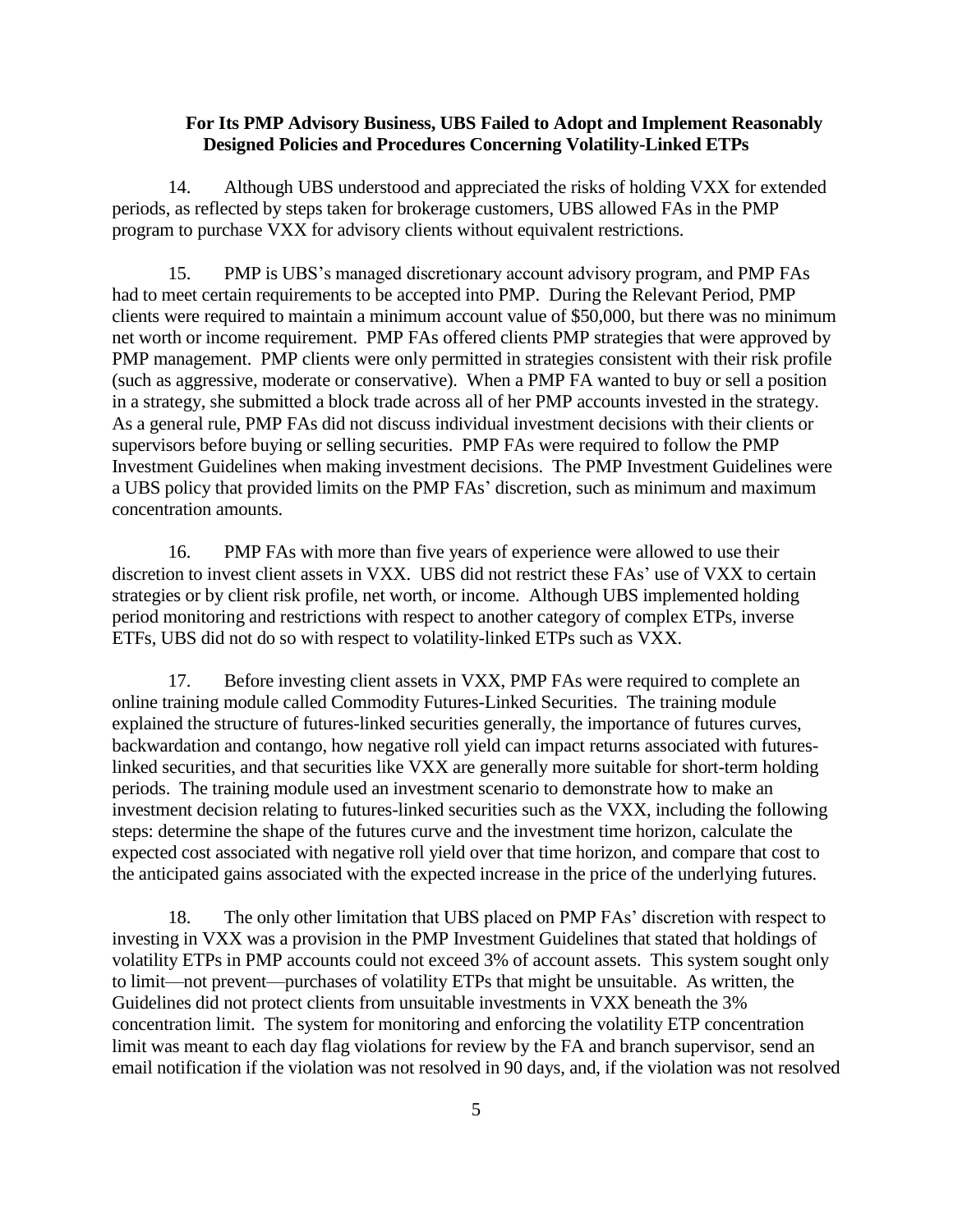**For Its PMP Advisory Business, UBS Failed to Adopt and Implement Reasonably Designed Policies and Procedures Concerning Volatility-Linked ETPs**

14. Although UBS understood and appreciated the risks of holding VXX for extended periods, as reflected by steps taken for brokerage customers, UBS allowed FAs in the PMP program to purchase VXX for advisory clients without equivalent restrictions.

15. PMP is UBS's managed discretionary account advisory program, and PMP FAs had to meet certain requirements to be accepted into PMP. During the Relevant Period, PMP clients were required to maintain a minimum account value of $50,000, but there was no minimum net worth or income requirement. PMP FAs offered clients PMP strategies that were approved by PMP management. PMP clients were only permitted in strategies consistent with their risk profile (such as aggressive, moderate or conservative). When a PMP FA wanted to buy or sell a position in a strategy, she submitted a block trade across all of her PMP accounts invested in the strategy. As a general rule, PMP FAs did not discuss individual investment decisions with their clients or supervisors before buying or selling securities. PMP FAs were required to follow the PMP Investment Guidelines when making investment decisions. The PMP Investment Guidelines were a UBS policy that provided limits on the PMP FAs' discretion, such as minimum and maximum concentration amounts.

16. PMP FAs with more than five years of experience were allowed to use their discretion to invest client assets in VXX. UBS did not restrict these FAs' use of VXX to certain strategies or by client risk profile, net worth, or income. Although UBS implemented holding period monitoring and restrictions with respect to another category of complex ETPs, inverse ETFs, UBS did not do so with respect to volatility-linked ETPs such as VXX.

17. Before investing client assets in VXX, PMP FAs were required to complete an online training module called Commodity Futures-Linked Securities. The training module explained the structure of futures-linked securities generally, the importance of futures curves, backwardation and contango, how negative roll yield can impact returns associated with futures-linked securities, and that securities like VXX are generally more suitable for short-term holding periods. The training module used an investment scenario to demonstrate how to make an investment decision relating to futures-linked securities such as the VXX, including the following steps: determine the shape of the futures curve and the investment time horizon, calculate the expected cost associated with negative roll yield over that time horizon, and compare that cost to the anticipated gains associated with the expected increase in the price of the underlying futures.

18. The only other limitation that UBS placed on PMP FAs' discretion with respect to investing in VXX was a provision in the PMP Investment Guidelines that stated that holdings of volatility ETPs in PMP accounts could not exceed 3% of account assets. This system sought only to limit—not prevent—purchases of volatility ETPs that might be unsuitable. As written, the Guidelines did not protect clients from unsuitable investments in VXX beneath the 3% concentration limit. The system for monitoring and enforcing the volatility ETP concentration limit was meant to each day flag violations for review by the FA and branch supervisor, send an email notification if the violation was not resolved in 90 days, and, if the violation was not resolved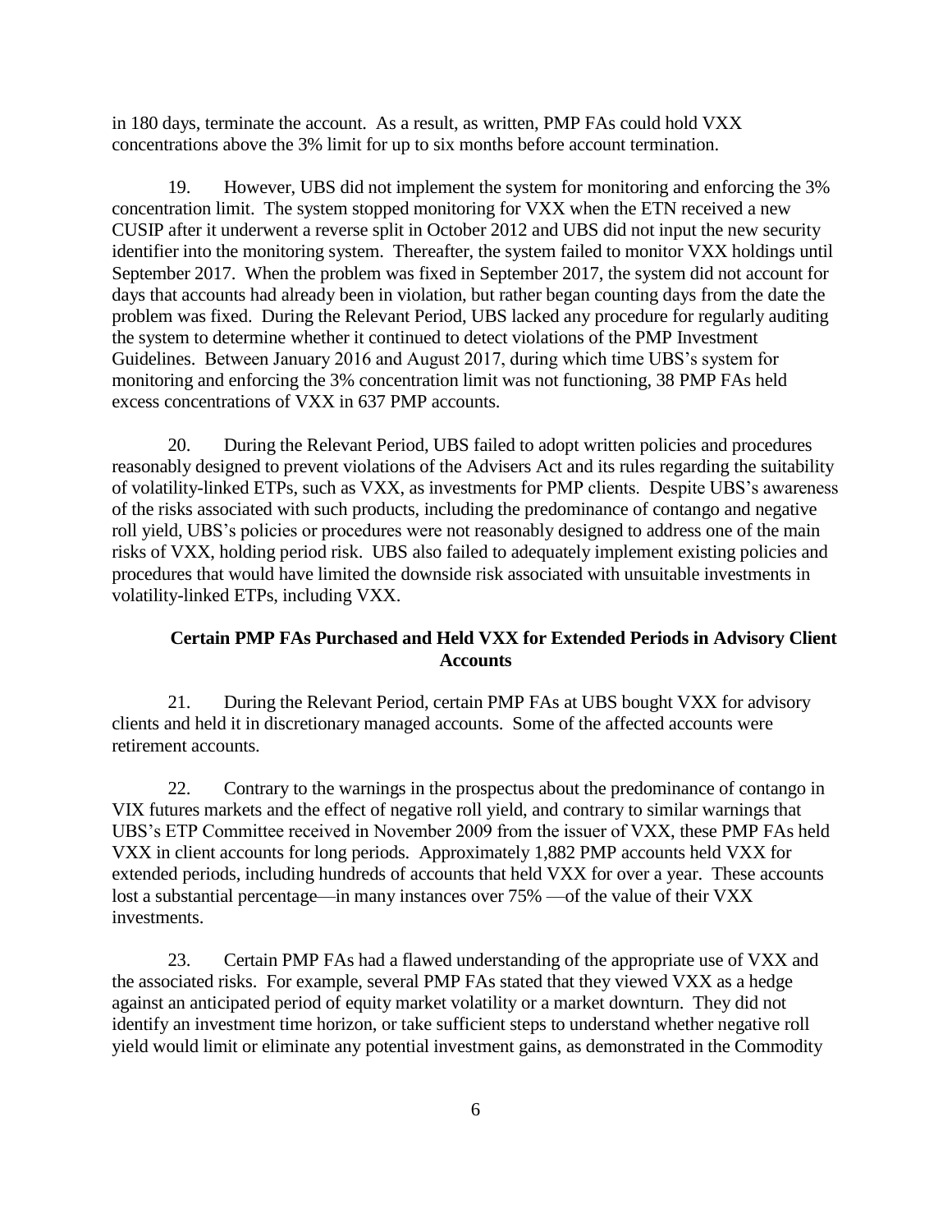in 180 days, terminate the account. As a result, as written, PMP FAs could hold VXX concentrations above the 3% limit for up to six months before account termination.

19. However, UBS did not implement the system for monitoring and enforcing the 3% concentration limit. The system stopped monitoring for VXX when the ETN received a new CUSIP after it underwent a reverse split in October 2012 and UBS did not input the new security identifier into the monitoring system. Thereafter, the system failed to monitor VXX holdings until September 2017. When the problem was fixed in September 2017, the system did not account for days that accounts had already been in violation, but rather began counting days from the date the problem was fixed. During the Relevant Period, UBS lacked any procedure for regularly auditing the system to determine whether it continued to detect violations of the PMP Investment Guidelines. Between January 2016 and August 2017, during which time UBS's system for monitoring and enforcing the 3% concentration limit was not functioning, 38 PMP FAs held excess concentrations of VXX in 637 PMP accounts.

20. During the Relevant Period, UBS failed to adopt written policies and procedures reasonably designed to prevent violations of the Advisers Act and its rules regarding the suitability of volatility-linked ETPs, such as VXX, as investments for PMP clients. Despite UBS's awareness of the risks associated with such products, including the predominance of contango and negative roll yield, UBS's policies or procedures were not reasonably designed to address one of the main risks of VXX, holding period risk. UBS also failed to adequately implement existing policies and procedures that would have limited the downside risk associated with unsuitable investments in volatility-linked ETPs, including VXX.

### Certain PMP FAs Purchased and Held VXX for Extended Periods in Advisory Client Accounts

21. During the Relevant Period, certain PMP FAs at UBS bought VXX for advisory clients and held it in discretionary managed accounts. Some of the affected accounts were retirement accounts.

22. Contrary to the warnings in the prospectus about the predominance of contango in VIX futures markets and the effect of negative roll yield, and contrary to similar warnings that UBS's ETP Committee received in November 2009 from the issuer of VXX, these PMP FAs held VXX in client accounts for long periods. Approximately 1,882 PMP accounts held VXX for extended periods, including hundreds of accounts that held VXX for over a year. These accounts lost a substantial percentage—in many instances over 75% —of the value of their VXX investments.

23. Certain PMP FAs had a flawed understanding of the appropriate use of VXX and the associated risks. For example, several PMP FAs stated that they viewed VXX as a hedge against an anticipated period of equity market volatility or a market downturn. They did not identify an investment time horizon, or take sufficient steps to understand whether negative roll yield would limit or eliminate any potential investment gains, as demonstrated in the Commodity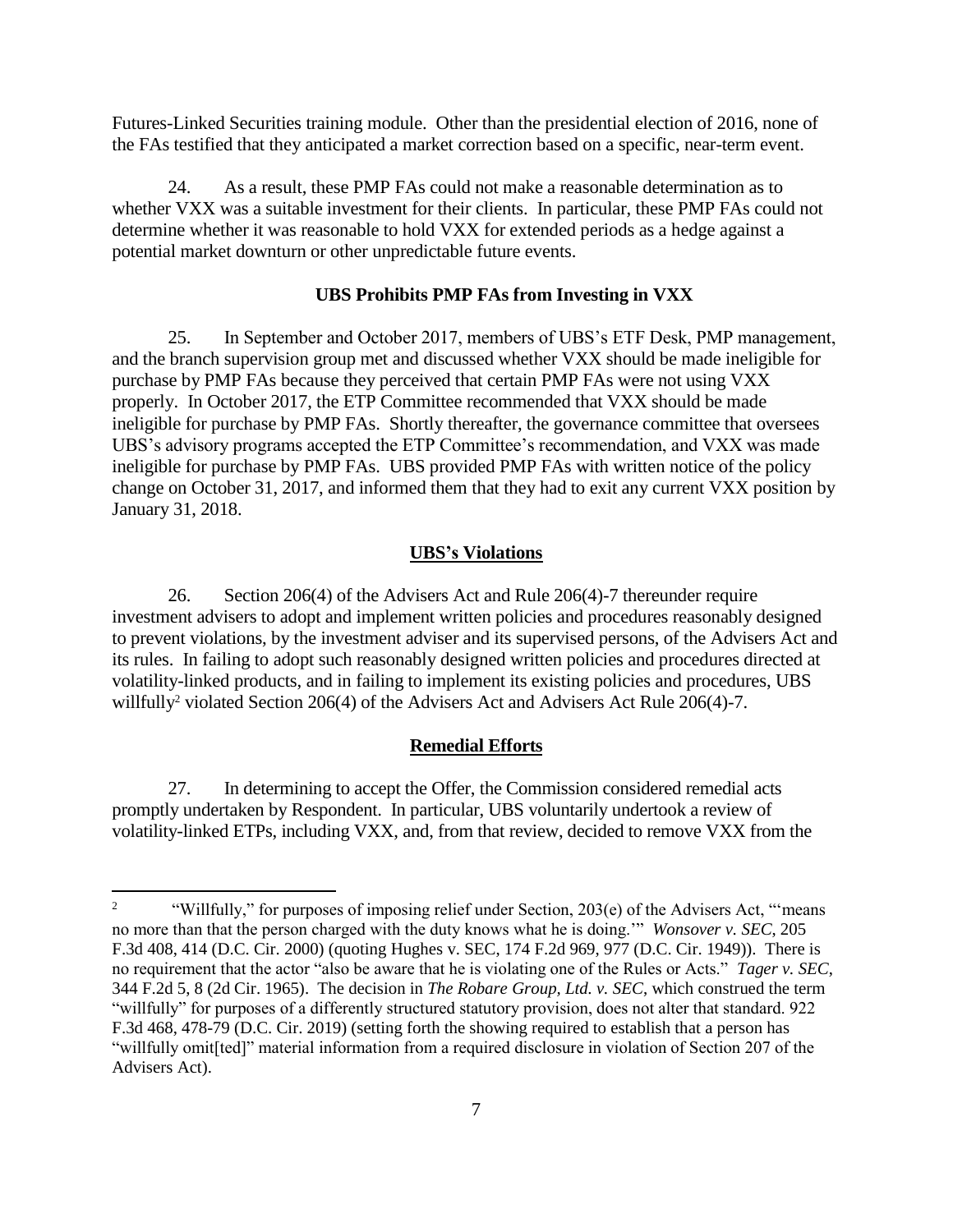Futures-Linked Securities training module. Other than the presidential election of 2016, none of the FAs testified that they anticipated a market correction based on a specific, near-term event.

24. As a result, these PMP FAs could not make a reasonable determination as to whether VXX was a suitable investment for their clients. In particular, these PMP FAs could not determine whether it was reasonable to hold VXX for extended periods as a hedge against a potential market downturn or other unpredictable future events.

**UBS Prohibits PMP FAs from Investing in VXX**

25. In September and October 2017, members of UBS's ETF Desk, PMP management, and the branch supervision group met and discussed whether VXX should be made ineligible for purchase by PMP FAs because they perceived that certain PMP FAs were not using VXX properly. In October 2017, the ETP Committee recommended that VXX should be made ineligible for purchase by PMP FAs. Shortly thereafter, the governance committee that oversees UBS's advisory programs accepted the ETP Committee's recommendation, and VXX was made ineligible for purchase by PMP FAs. UBS provided PMP FAs with written notice of the policy change on October 31, 2017, and informed them that they had to exit any current VXX position by January 31, 2018.

**UBS's Violations**

26. Section 206(4) of the Advisers Act and Rule 206(4)-7 thereunder require investment advisers to adopt and implement written policies and procedures reasonably designed to prevent violations, by the investment adviser and its supervised persons, of the Advisers Act and its rules. In failing to adopt such reasonably designed written policies and procedures directed at volatility-linked products, and in failing to implement its existing policies and procedures, UBS willfully[2] violated Section 206(4) of the Advisers Act and Advisers Act Rule 206(4)-7.

**Remedial Efforts**

27. In determining to accept the Offer, the Commission considered remedial acts promptly undertaken by Respondent. In particular, UBS voluntarily undertook a review of volatility-linked ETPs, including VXX, and, from that review, decided to remove VXX from the

---

[2] "Willfully," for purposes of imposing relief under Section, 203(e) of the Advisers Act, "'means no more than that the person charged with the duty knows what he is doing.'" *Wonsover v. SEC*, 205 F.3d 408, 414 (D.C. Cir. 2000) (quoting Hughes v. SEC, 174 F.2d 969, 977 (D.C. Cir. 1949)). There is no requirement that the actor "also be aware that he is violating one of the Rules or Acts." *Tager v. SEC*, 344 F.2d 5, 8 (2d Cir. 1965). The decision in *The Robare Group, Ltd. v. SEC*, which construed the term "willfully" for purposes of a differently structured statutory provision, does not alter that standard. 922 F.3d 468, 478-79 (D.C. Cir. 2019) (setting forth the showing required to establish that a person has "willfully omit[ted]" material information from a required disclosure in violation of Section 207 of the Advisers Act).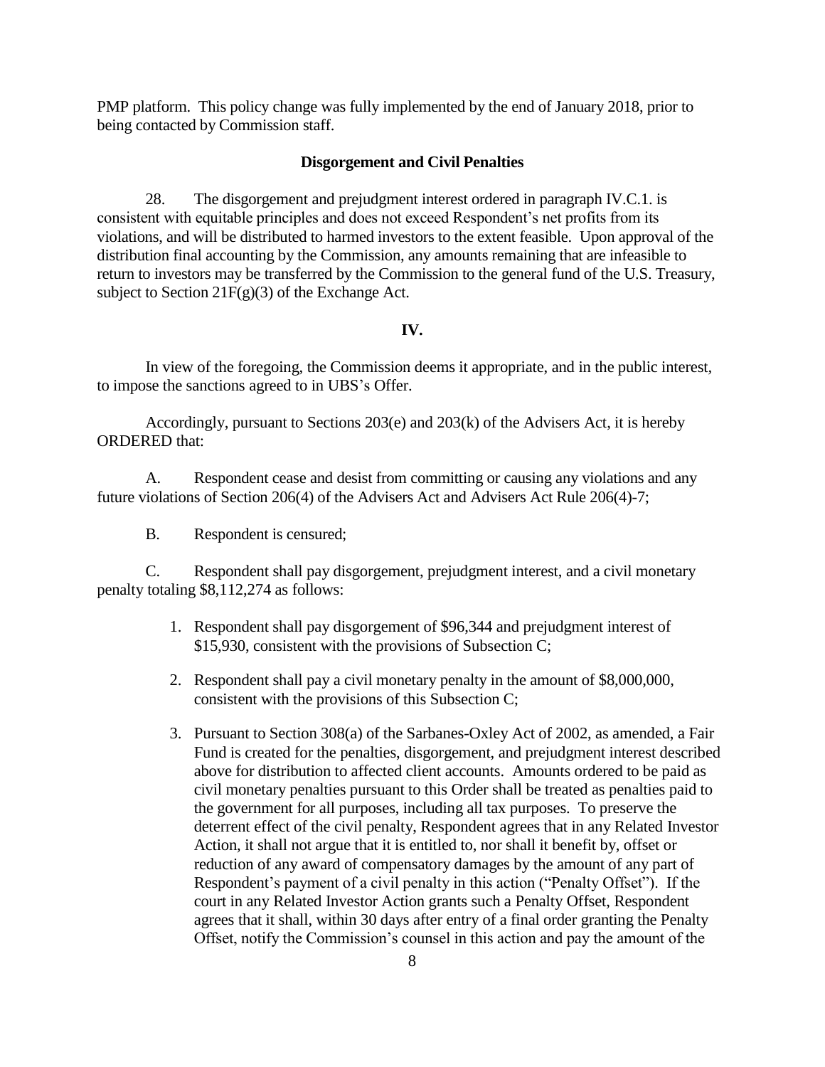PMP platform. This policy change was fully implemented by the end of January 2018, prior to being contacted by Commission staff.

**Disgorgement and Civil Penalties**

28. The disgorgement and prejudgment interest ordered in paragraph IV.C.1. is consistent with equitable principles and does not exceed Respondent's net profits from its violations, and will be distributed to harmed investors to the extent feasible. Upon approval of the distribution final accounting by the Commission, any amounts remaining that are infeasible to return to investors may be transferred by the Commission to the general fund of the U.S. Treasury, subject to Section 21F(g)(3) of the Exchange Act.

**IV.**

In view of the foregoing, the Commission deems it appropriate, and in the public interest, to impose the sanctions agreed to in UBS's Offer.

Accordingly, pursuant to Sections 203(e) and 203(k) of the Advisers Act, it is hereby ORDERED that:

A. Respondent cease and desist from committing or causing any violations and any future violations of Section 206(4) of the Advisers Act and Advisers Act Rule 206(4)-7;

B. Respondent is censured;

C. Respondent shall pay disgorgement, prejudgment interest, and a civil monetary penalty totaling $8,112,274 as follows:

1. Respondent shall pay disgorgement of $96,344 and prejudgment interest of $15,930, consistent with the provisions of Subsection C;

2. Respondent shall pay a civil monetary penalty in the amount of $8,000,000, consistent with the provisions of this Subsection C;

3. Pursuant to Section 308(a) of the Sarbanes-Oxley Act of 2002, as amended, a Fair Fund is created for the penalties, disgorgement, and prejudgment interest described above for distribution to affected client accounts. Amounts ordered to be paid as civil monetary penalties pursuant to this Order shall be treated as penalties paid to the government for all purposes, including all tax purposes. To preserve the deterrent effect of the civil penalty, Respondent agrees that in any Related Investor Action, it shall not argue that it is entitled to, nor shall it benefit by, offset or reduction of any award of compensatory damages by the amount of any part of Respondent's payment of a civil penalty in this action ("Penalty Offset"). If the court in any Related Investor Action grants such a Penalty Offset, Respondent agrees that it shall, within 30 days after entry of a final order granting the Penalty Offset, notify the Commission's counsel in this action and pay the amount of the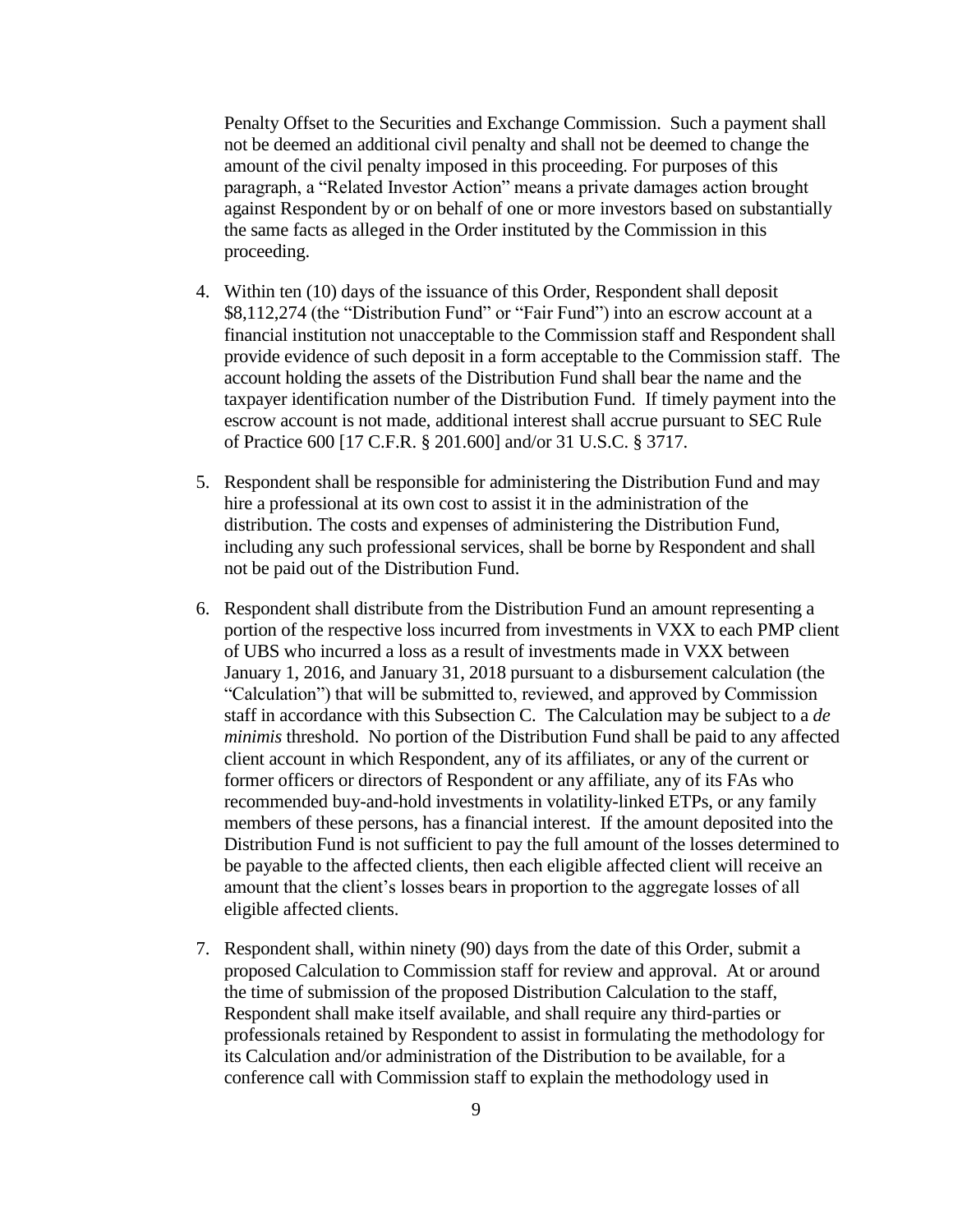Penalty Offset to the Securities and Exchange Commission. Such a payment shall not be deemed an additional civil penalty and shall not be deemed to change the amount of the civil penalty imposed in this proceeding. For purposes of this paragraph, a "Related Investor Action" means a private damages action brought against Respondent by or on behalf of one or more investors based on substantially the same facts as alleged in the Order instituted by the Commission in this proceeding.

4. Within ten (10) days of the issuance of this Order, Respondent shall deposit $8,112,274 (the "Distribution Fund" or "Fair Fund") into an escrow account at a financial institution not unacceptable to the Commission staff and Respondent shall provide evidence of such deposit in a form acceptable to the Commission staff. The account holding the assets of the Distribution Fund shall bear the name and the taxpayer identification number of the Distribution Fund. If timely payment into the escrow account is not made, additional interest shall accrue pursuant to SEC Rule of Practice 600 [17 C.F.R. § 201.600] and/or 31 U.S.C. § 3717.

5. Respondent shall be responsible for administering the Distribution Fund and may hire a professional at its own cost to assist it in the administration of the distribution. The costs and expenses of administering the Distribution Fund, including any such professional services, shall be borne by Respondent and shall not be paid out of the Distribution Fund.

6. Respondent shall distribute from the Distribution Fund an amount representing a portion of the respective loss incurred from investments in VXX to each PMP client of UBS who incurred a loss as a result of investments made in VXX between January 1, 2016, and January 31, 2018 pursuant to a disbursement calculation (the "Calculation") that will be submitted to, reviewed, and approved by Commission staff in accordance with this Subsection C. The Calculation may be subject to a *de minimis* threshold. No portion of the Distribution Fund shall be paid to any affected client account in which Respondent, any of its affiliates, or any of the current or former officers or directors of Respondent or any affiliate, any of its FAs who recommended buy-and-hold investments in volatility-linked ETPs, or any family members of these persons, has a financial interest. If the amount deposited into the Distribution Fund is not sufficient to pay the full amount of the losses determined to be payable to the affected clients, then each eligible affected client will receive an amount that the client's losses bears in proportion to the aggregate losses of all eligible affected clients.

7. Respondent shall, within ninety (90) days from the date of this Order, submit a proposed Calculation to Commission staff for review and approval. At or around the time of submission of the proposed Distribution Calculation to the staff, Respondent shall make itself available, and shall require any third-parties or professionals retained by Respondent to assist in formulating the methodology for its Calculation and/or administration of the Distribution to be available, for a conference call with Commission staff to explain the methodology used in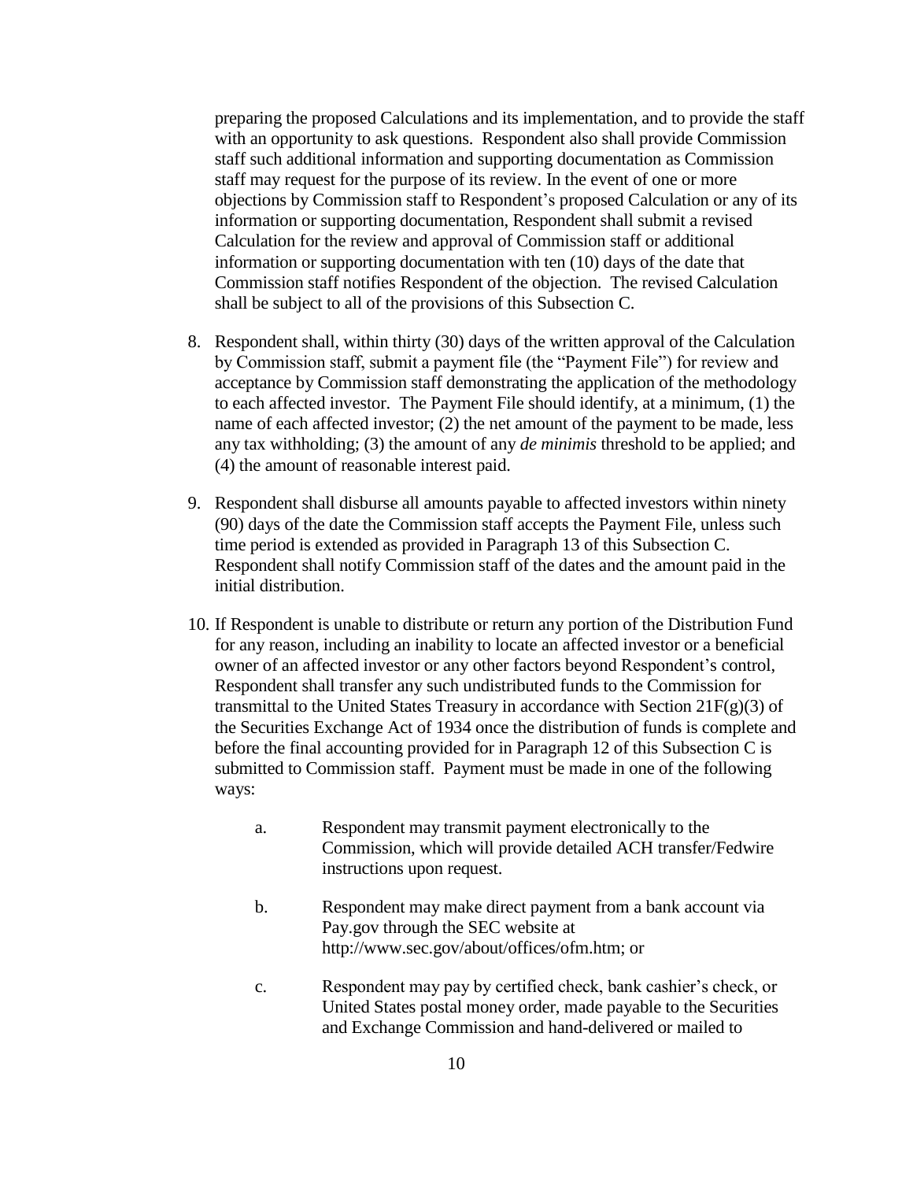preparing the proposed Calculations and its implementation, and to provide the staff with an opportunity to ask questions. Respondent also shall provide Commission staff such additional information and supporting documentation as Commission staff may request for the purpose of its review. In the event of one or more objections by Commission staff to Respondent's proposed Calculation or any of its information or supporting documentation, Respondent shall submit a revised Calculation for the review and approval of Commission staff or additional information or supporting documentation with ten (10) days of the date that Commission staff notifies Respondent of the objection. The revised Calculation shall be subject to all of the provisions of this Subsection C.

8. Respondent shall, within thirty (30) days of the written approval of the Calculation by Commission staff, submit a payment file (the "Payment File") for review and acceptance by Commission staff demonstrating the application of the methodology to each affected investor. The Payment File should identify, at a minimum, (1) the name of each affected investor; (2) the net amount of the payment to be made, less any tax withholding; (3) the amount of any *de minimis* threshold to be applied; and (4) the amount of reasonable interest paid.

9. Respondent shall disburse all amounts payable to affected investors within ninety (90) days of the date the Commission staff accepts the Payment File, unless such time period is extended as provided in Paragraph 13 of this Subsection C. Respondent shall notify Commission staff of the dates and the amount paid in the initial distribution.

10. If Respondent is unable to distribute or return any portion of the Distribution Fund for any reason, including an inability to locate an affected investor or a beneficial owner of an affected investor or any other factors beyond Respondent's control, Respondent shall transfer any such undistributed funds to the Commission for transmittal to the United States Treasury in accordance with Section 21F(g)(3) of the Securities Exchange Act of 1934 once the distribution of funds is complete and before the final accounting provided for in Paragraph 12 of this Subsection C is submitted to Commission staff. Payment must be made in one of the following ways:

    a. Respondent may transmit payment electronically to the Commission, which will provide detailed ACH transfer/Fedwire instructions upon request.

    b. Respondent may make direct payment from a bank account via Pay.gov through the SEC website at http://www.sec.gov/about/offices/ofm.htm; or

    c. Respondent may pay by certified check, bank cashier's check, or United States postal money order, made payable to the Securities and Exchange Commission and hand-delivered or mailed to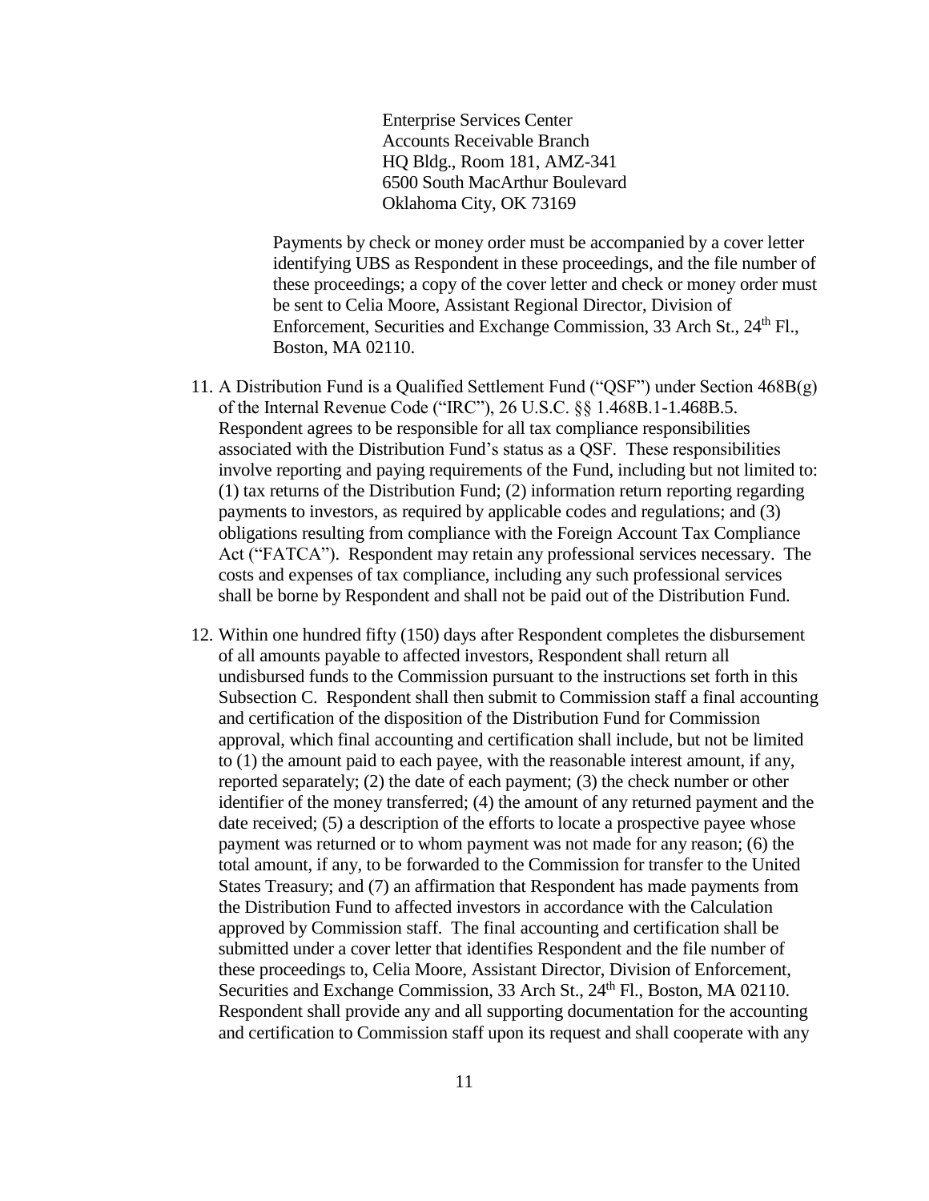Enterprise Services Center
Accounts Receivable Branch
HQ Bldg., Room 181, AMZ-341
6500 South MacArthur Boulevard
Oklahoma City, OK 73169

Payments by check or money order must be accompanied by a cover letter identifying UBS as Respondent in these proceedings, and the file number of these proceedings; a copy of the cover letter and check or money order must be sent to Celia Moore, Assistant Regional Director, Division of Enforcement, Securities and Exchange Commission, 33 Arch St., 24th Fl., Boston, MA 02110.

11. A Distribution Fund is a Qualified Settlement Fund ("QSF") under Section 468B(g) of the Internal Revenue Code ("IRC"), 26 U.S.C. §§ 1.468B.1-1.468B.5. Respondent agrees to be responsible for all tax compliance responsibilities associated with the Distribution Fund's status as a QSF. These responsibilities involve reporting and paying requirements of the Fund, including but not limited to: (1) tax returns of the Distribution Fund; (2) information return reporting regarding payments to investors, as required by applicable codes and regulations; and (3) obligations resulting from compliance with the Foreign Account Tax Compliance Act ("FATCA"). Respondent may retain any professional services necessary. The costs and expenses of tax compliance, including any such professional services shall be borne by Respondent and shall not be paid out of the Distribution Fund.

12. Within one hundred fifty (150) days after Respondent completes the disbursement of all amounts payable to affected investors, Respondent shall return all undisbursed funds to the Commission pursuant to the instructions set forth in this Subsection C. Respondent shall then submit to Commission staff a final accounting and certification of the disposition of the Distribution Fund for Commission approval, which final accounting and certification shall include, but not be limited to (1) the amount paid to each payee, with the reasonable interest amount, if any, reported separately; (2) the date of each payment; (3) the check number or other identifier of the money transferred; (4) the amount of any returned payment and the date received; (5) a description of the efforts to locate a prospective payee whose payment was returned or to whom payment was not made for any reason; (6) the total amount, if any, to be forwarded to the Commission for transfer to the United States Treasury; and (7) an affirmation that Respondent has made payments from the Distribution Fund to affected investors in accordance with the Calculation approved by Commission staff. The final accounting and certification shall be submitted under a cover letter that identifies Respondent and the file number of these proceedings to, Celia Moore, Assistant Director, Division of Enforcement, Securities and Exchange Commission, 33 Arch St., 24th Fl., Boston, MA 02110. Respondent shall provide any and all supporting documentation for the accounting and certification to Commission staff upon its request and shall cooperate with any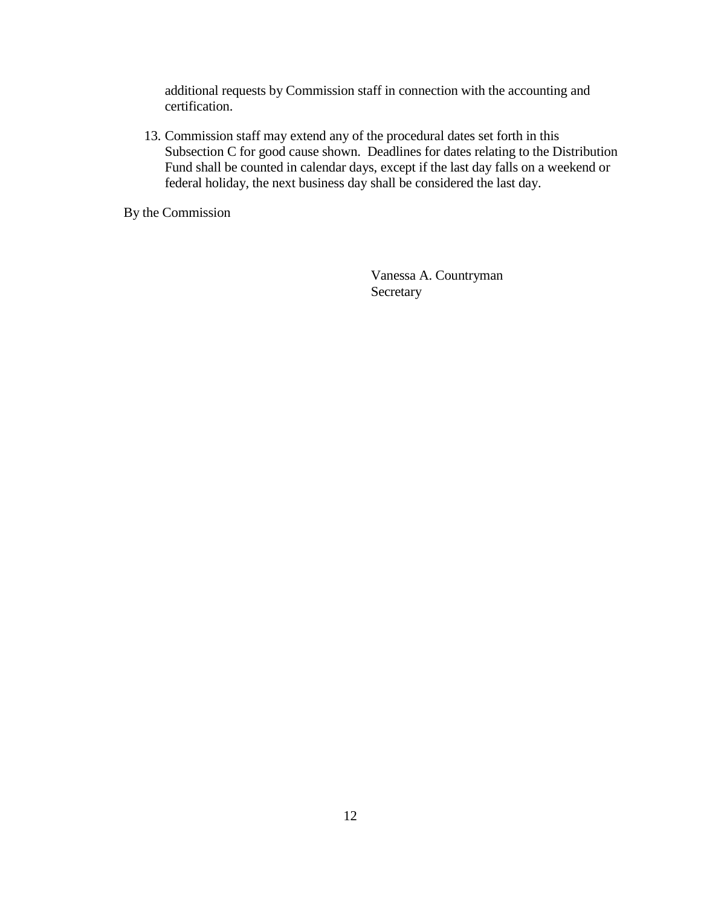additional requests by Commission staff in connection with the accounting and certification.

13. Commission staff may extend any of the procedural dates set forth in this Subsection C for good cause shown. Deadlines for dates relating to the Distribution Fund shall be counted in calendar days, except if the last day falls on a weekend or federal holiday, the next business day shall be considered the last day.

By the Commission

Vanessa A. Countryman
Secretary